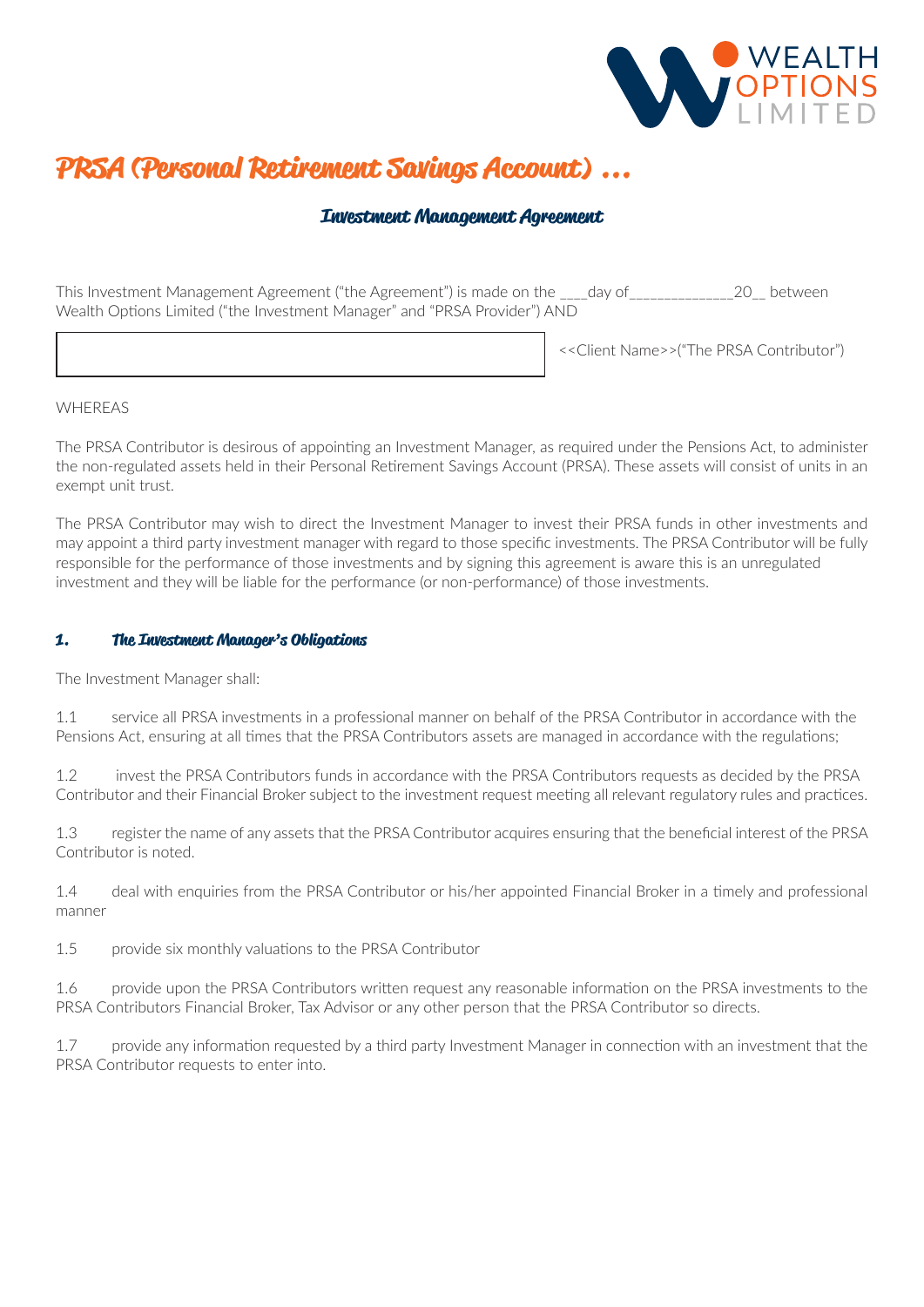# PRSA (Personal Retirement Savings Account) …

## Investment Management Agreement

This Investment Management Agreement ("the Agreement") is made on the ____day of______________20__ between Wealth Options Limited ("the Investment Manager" and "PRSA Provider") AND

<<Client Name>>("The PRSA Contributor")

WHEREAS

The PRSA Contributor is desirous of appointing an Investment Manager, as required under the Pensions Act, to administer the non-regulated assets held in their Personal Retirement Savings Account (PRSA). These assets will consist of units in an exempt unit trust.

The PRSA Contributor may wish to direct the Investment Manager to invest their PRSA funds in other investments and may appoint a third party investment manager with regard to those specific investments. The PRSA Contributor will be fully responsible for the performance of those investments and by signing this agreement is aware this is an unregulated investment and they will be liable for the performance (or non-performance) of those investments.

### 1. The Investment Manager's Obligations

The Investment Manager shall:

1.1 service all PRSA investments in a professional manner on behalf of the PRSA Contributor in accordance with the Pensions Act, ensuring at all times that the PRSA Contributors assets are managed in accordance with the regulations;

1.2 invest the PRSA Contributors funds in accordance with the PRSA Contributors requests as decided by the PRSA Contributor and their Financial Broker subject to the investment request meeting all relevant regulatory rules and practices.

1.3 register the name of any assets that the PRSA Contributor acquires ensuring that the beneficial interest of the PRSA Contributor is noted.

1.4 deal with enquiries from the PRSA Contributor or his/her appointed Financial Broker in a timely and professional manner

1.5 provide six monthly valuations to the PRSA Contributor

1.6 provide upon the PRSA Contributors written request any reasonable information on the PRSA investments to the PRSA Contributors Financial Broker, Tax Advisor or any other person that the PRSA Contributor so directs.

1.7 provide any information requested by a third party Investment Manager in connection with an investment that the PRSA Contributor requests to enter into.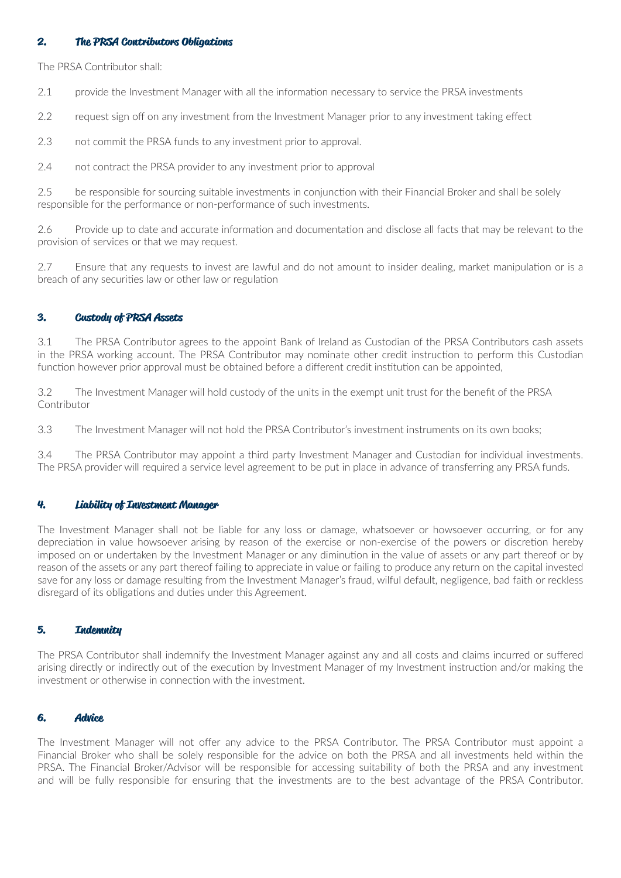## 2. *The PRSA Contributors Obligations*

The PRSA Contributor shall:

2.1 provide the Investment Manager with all the information necessary to service the PRSA investments

2.2 request sign off on any investment from the Investment Manager prior to any investment taking effect

2.3 not commit the PRSA funds to any investment prior to approval.

2.4 not contract the PRSA provider to any investment prior to approval

2.5 be responsible for sourcing suitable investments in conjunction with their Financial Broker and shall be solely responsible for the performance or non-performance of such investments.

2.6 Provide up to date and accurate information and documentation and disclose all facts that may be relevant to the provision of services or that we may request.

2.7 Ensure that any requests to invest are lawful and do not amount to insider dealing, market manipulation or is a breach of any securities law or other law or regulation

## 3. *Custody of PRSA Assets*

3.1 The PRSA Contributor agrees to the appoint Bank of Ireland as Custodian of the PRSA Contributors cash assets in the PRSA working account. The PRSA Contributor may nominate other credit instruction to perform this Custodian function however prior approval must be obtained before a different credit institution can be appointed,

3.2 The Investment Manager will hold custody of the units in the exempt unit trust for the benefit of the PRSA Contributor

3.3 The Investment Manager will not hold the PRSA Contributor's investment instruments on its own books;

3.4 The PRSA Contributor may appoint a third party Investment Manager and Custodian for individual investments. The PRSA provider will required a service level agreement to be put in place in advance of transferring any PRSA funds.

## 4. *Liability of Investment Manager*

The Investment Manager shall not be liable for any loss or damage, whatsoever or howsoever occurring, or for any depreciation in value howsoever arising by reason of the exercise or non-exercise of the powers or discretion hereby imposed on or undertaken by the Investment Manager or any diminution in the value of assets or any part thereof or by reason of the assets or any part thereof failing to appreciate in value or failing to produce any return on the capital invested save for any loss or damage resulting from the Investment Manager's fraud, wilful default, negligence, bad faith or reckless disregard of its obligations and duties under this Agreement.

## 5. *Indemnity*

The PRSA Contributor shall indemnify the Investment Manager against any and all costs and claims incurred or suffered arising directly or indirectly out of the execution by Investment Manager of my Investment instruction and/or making the investment or otherwise in connection with the investment.

## 6. *Advice*

The Investment Manager will not offer any advice to the PRSA Contributor. The PRSA Contributor must appoint a Financial Broker who shall be solely responsible for the advice on both the PRSA and all investments held within the PRSA. The Financial Broker/Advisor will be responsible for accessing suitability of both the PRSA and any investment and will be fully responsible for ensuring that the investments are to the best advantage of the PRSA Contributor.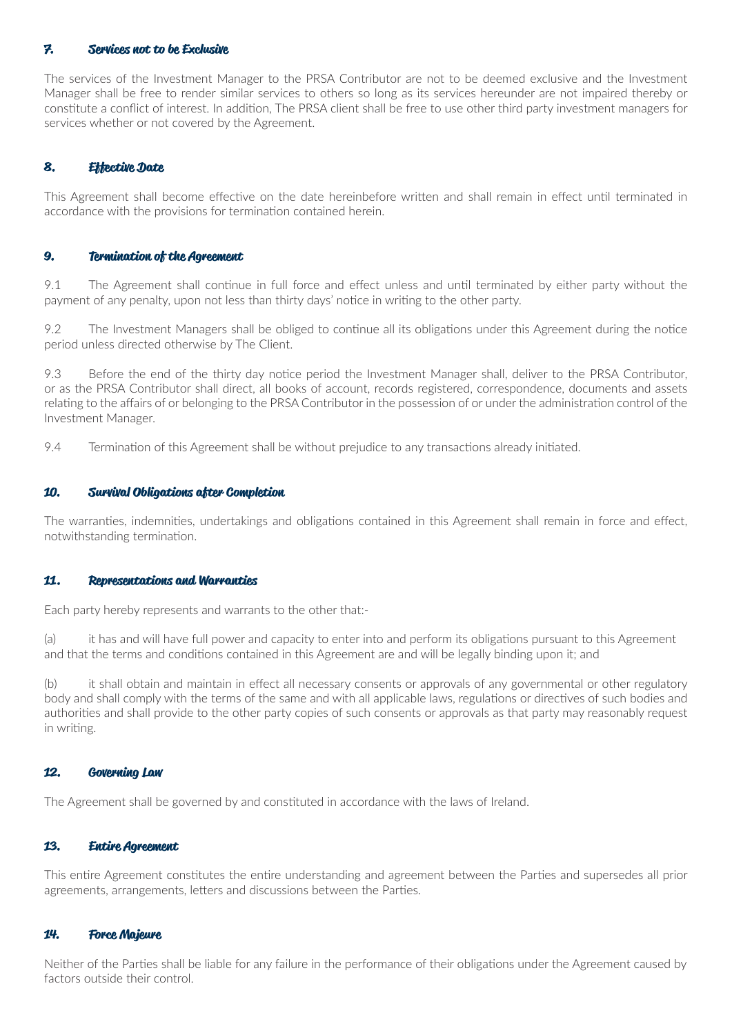### 7. Services not to be Exclusive

The services of the Investment Manager to the PRSA Contributor are not to be deemed exclusive and the Investment Manager shall be free to render similar services to others so long as its services hereunder are not impaired thereby or constitute a conflict of interest. In addition, The PRSA client shall be free to use other third party investment managers for services whether or not covered by the Agreement.

### 8. Effective Date

This Agreement shall become effective on the date hereinbefore written and shall remain in effect until terminated in accordance with the provisions for termination contained herein.

### 9. Termination of the Agreement

9.1 The Agreement shall continue in full force and effect unless and until terminated by either party without the payment of any penalty, upon not less than thirty days' notice in writing to the other party.

9.2 The Investment Managers shall be obliged to continue all its obligations under this Agreement during the notice period unless directed otherwise by The Client.

9.3 Before the end of the thirty day notice period the Investment Manager shall, deliver to the PRSA Contributor, or as the PRSA Contributor shall direct, all books of account, records registered, correspondence, documents and assets relating to the affairs of or belonging to the PRSA Contributor in the possession of or under the administration control of the Investment Manager.

9.4 Termination of this Agreement shall be without prejudice to any transactions already initiated.

### 10. Survival Obligations after Completion

The warranties, indemnities, undertakings and obligations contained in this Agreement shall remain in force and effect, notwithstanding termination.

### 11. Representations and Warranties

Each party hereby represents and warrants to the other that:-

(a) it has and will have full power and capacity to enter into and perform its obligations pursuant to this Agreement and that the terms and conditions contained in this Agreement are and will be legally binding upon it; and

(b) it shall obtain and maintain in effect all necessary consents or approvals of any governmental or other regulatory body and shall comply with the terms of the same and with all applicable laws, regulations or directives of such bodies and authorities and shall provide to the other party copies of such consents or approvals as that party may reasonably request in writing.

### 12. Governing Law

The Agreement shall be governed by and constituted in accordance with the laws of Ireland.

### 13. Entire Agreement

This entire Agreement constitutes the entire understanding and agreement between the Parties and supersedes all prior agreements, arrangements, letters and discussions between the Parties.

### 14. Force Majeure

Neither of the Parties shall be liable for any failure in the performance of their obligations under the Agreement caused by factors outside their control.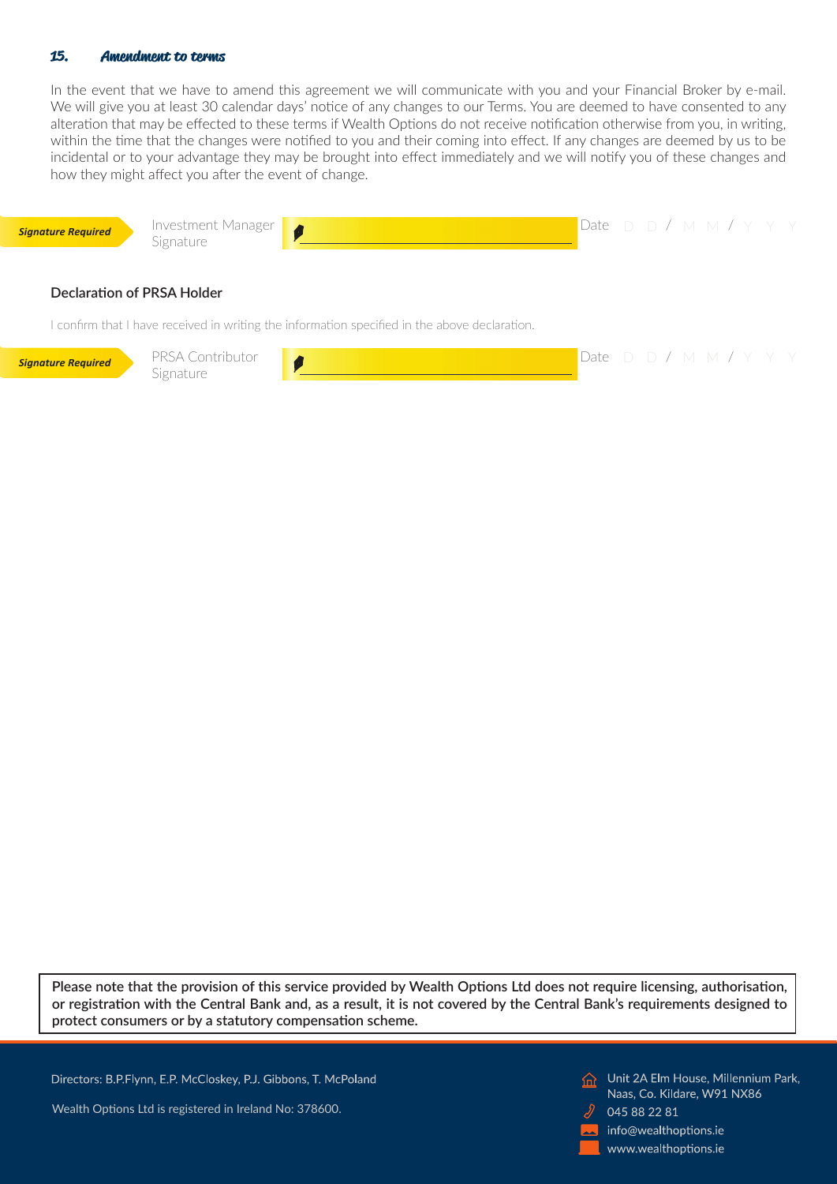### 15. Amendment to terms

In the event that we have to amend this agreement we will communicate with you and your Financial Broker by e-mail. We will give you at least 30 calendar days' notice of any changes to our Terms. You are deemed to have consented to any alteration that may be effected to these terms if Wealth Options do not receive notification otherwise from you, in writing, within the time that the changes were notified to you and their coming into effect. If any changes are deemed by us to be incidental or to your advantage they may be brought into effect immediately and we will notify you of these changes and how they might affect you after the event of change.

**Signature Required** Investment Manager Signature ______________________ Date D D / M M / Y Y Y

**Declaration of PRSA Holder**

I confirm that I have received in writing the information specified in the above declaration.

**Signature Required** PRSA Contributor Signature ______________________ Date D D / M M / Y Y Y

**Please note that the provision of this service provided by Wealth Options Ltd does not require licensing, authorisation, or registration with the Central Bank and, as a result, it is not covered by the Central Bank's requirements designed to protect consumers or by a statutory compensation scheme.**

Directors: B.P.Flynn, E.P. McCloskey, P.J. Gibbons, T. McPoland

Wealth Options Ltd is registered in Ireland No: 378600.

Unit 2A Elm House, Millennium Park, Naas, Co. Kildare, W91 NX86

045 88 22 81

info@wealthoptions.ie

www.wealthoptions.ie